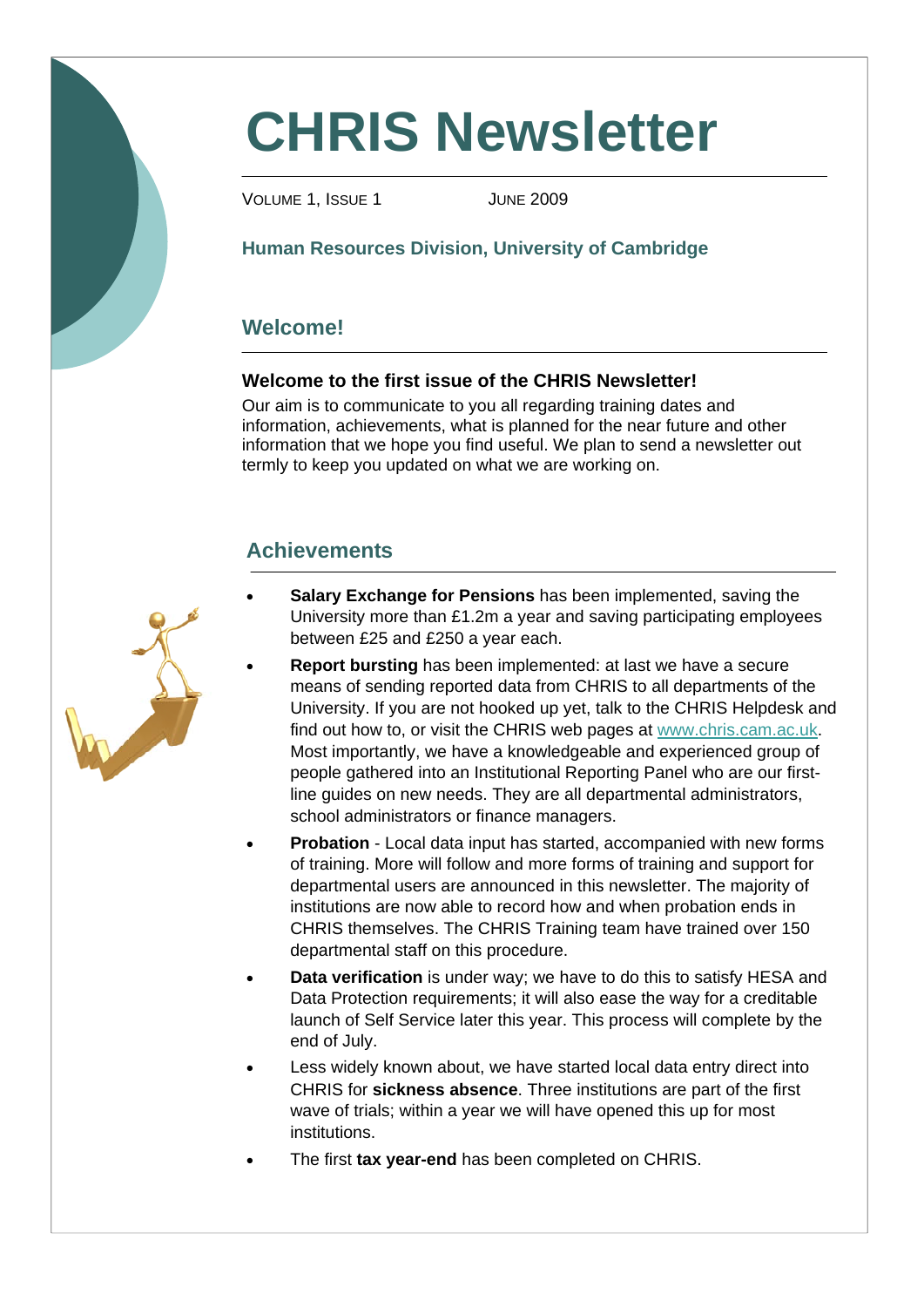# CHRIS Newsletter

VOLUME 1, ISSUE 1 JUNE 2009

**Human Resources Division, University of Cambridge**

## Welcome!

### Welcome to the first issue of the CHRIS Newsletter!

Our aim is to communicate to you all regarding training dates and information, achievements, what is planned for the near future and other information that we hope you find useful. We plan to send a newsletter out termly to keep you updated on what we are working on.

## Achievements

- **Salary Exchange for Pensions** has been implemented, saving the University more than £1.2m a year and saving participating employees between £25 and £250 a year each.
- **Report bursting** has been implemented: at last we have a secure means of sending reported data from CHRIS to all departments of the University. If you are not hooked up yet, talk to the CHRIS Helpdesk and find out how to, or visit the CHRIS web pages at www.chris.cam.ac.uk. Most importantly, we have a knowledgeable and experienced group of people gathered into an Institutional Reporting Panel who are our first-line guides on new needs. They are all departmental administrators, school administrators or finance managers.
- **Probation** - Local data input has started, accompanied with new forms of training. More will follow and more forms of training and support for departmental users are announced in this newsletter. The majority of institutions are now able to record how and when probation ends in CHRIS themselves. The CHRIS Training team have trained over 150 departmental staff on this procedure.
- **Data verification** is under way; we have to do this to satisfy HESA and Data Protection requirements; it will also ease the way for a creditable launch of Self Service later this year. This process will complete by the end of July.
- Less widely known about, we have started local data entry direct into CHRIS for **sickness absence**. Three institutions are part of the first wave of trials; within a year we will have opened this up for most institutions.
- The first **tax year-end** has been completed on CHRIS.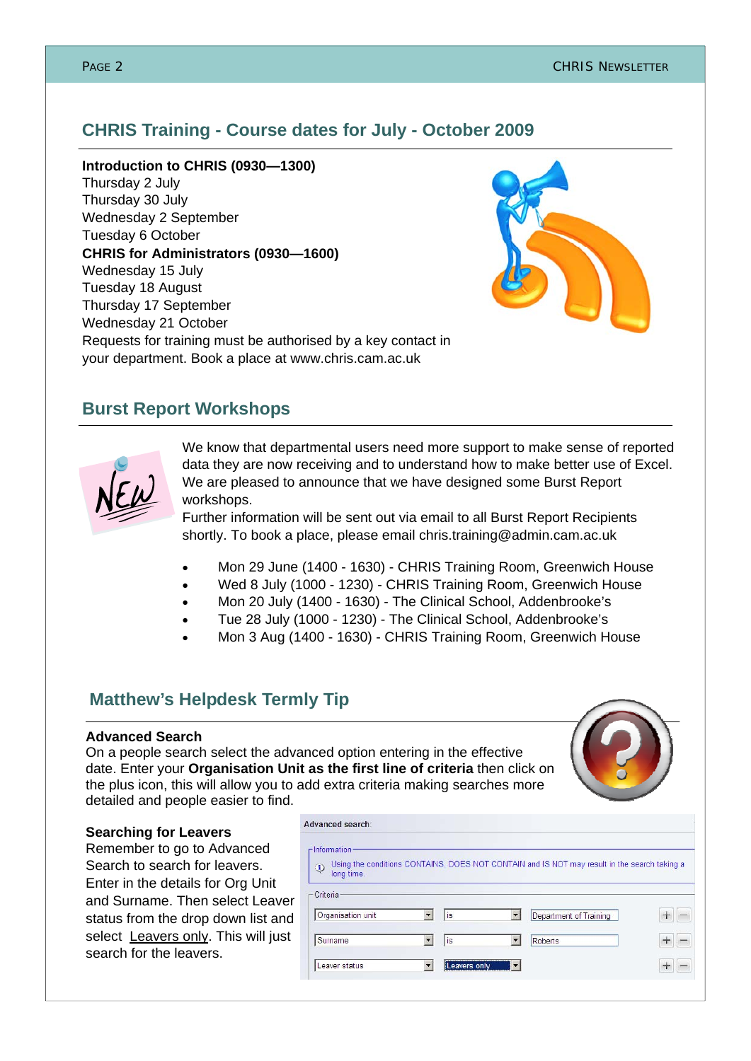## CHRIS Training - Course dates for July - October 2009

**Introduction to CHRIS (0930—1300)**
Thursday 2 July
Thursday 30 July
Wednesday 2 September
Tuesday 6 October

**CHRIS for Administrators (0930—1600)**
Wednesday 15 July
Tuesday 18 August
Thursday 17 September
Wednesday 21 October

Requests for training must be authorised by a key contact in your department. Book a place at www.chris.cam.ac.uk

## Burst Report Workshops

We know that departmental users need more support to make sense of reported data they are now receiving and to understand how to make better use of Excel. We are pleased to announce that we have designed some Burst Report workshops.
Further information will be sent out via email to all Burst Report Recipients shortly. To book a place, please email chris.training@admin.cam.ac.uk

- Mon 29 June (1400 - 1630) - CHRIS Training Room, Greenwich House
- Wed 8 July (1000 - 1230) - CHRIS Training Room, Greenwich House
- Mon 20 July (1400 - 1630) - The Clinical School, Addenbrooke's
- Tue 28 July (1000 - 1230) - The Clinical School, Addenbrooke's
- Mon 3 Aug (1400 - 1630) - CHRIS Training Room, Greenwich House

## Matthew's Helpdesk Termly Tip

**Advanced Search**
On a people search select the advanced option entering in the effective date. Enter your **Organisation Unit as the first line of criteria** then click on the plus icon, this will allow you to add extra criteria making searches more detailed and people easier to find.

**Searching for Leavers**
Remember to go to Advanced Search to search for leavers. Enter in the details for Org Unit and Surname. Then select Leaver status from the drop down list and select Leavers only. This will just search for the leavers.

Advanced search:

Information
Using the conditions CONTAINS, DOES NOT CONTAIN and IS NOT may result in the search taking a long time.

Criteria

| | | |
|---|---|---|
| Organisation unit | is | Department of Training |
| Surname | is | Roberts |
| Leaver status | Leavers only | |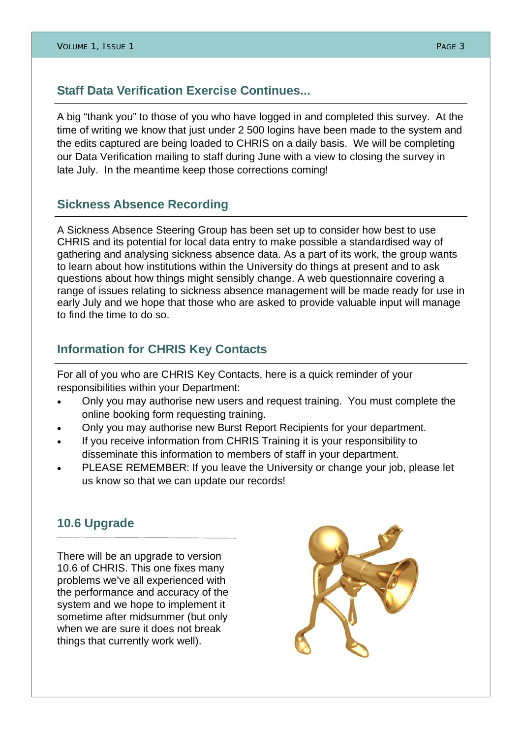## Staff Data Verification Exercise Continues...

A big "thank you" to those of you who have logged in and completed this survey. At the time of writing we know that just under 2 500 logins have been made to the system and the edits captured are being loaded to CHRIS on a daily basis. We will be completing our Data Verification mailing to staff during June with a view to closing the survey in late July. In the meantime keep those corrections coming!

## Sickness Absence Recording

A Sickness Absence Steering Group has been set up to consider how best to use CHRIS and its potential for local data entry to make possible a standardised way of gathering and analysing sickness absence data. As a part of its work, the group wants to learn about how institutions within the University do things at present and to ask questions about how things might sensibly change. A web questionnaire covering a range of issues relating to sickness absence management will be made ready for use in early July and we hope that those who are asked to provide valuable input will manage to find the time to do so.

## Information for CHRIS Key Contacts

For all of you who are CHRIS Key Contacts, here is a quick reminder of your responsibilities within your Department:

- Only you may authorise new users and request training. You must complete the online booking form requesting training.
- Only you may authorise new Burst Report Recipients for your department.
- If you receive information from CHRIS Training it is your responsibility to disseminate this information to members of staff in your department.
- PLEASE REMEMBER: If you leave the University or change your job, please let us know so that we can update our records!

## 10.6 Upgrade

There will be an upgrade to version 10.6 of CHRIS. This one fixes many problems we've all experienced with the performance and accuracy of the system and we hope to implement it sometime after midsummer (but only when we are sure it does not break things that currently work well).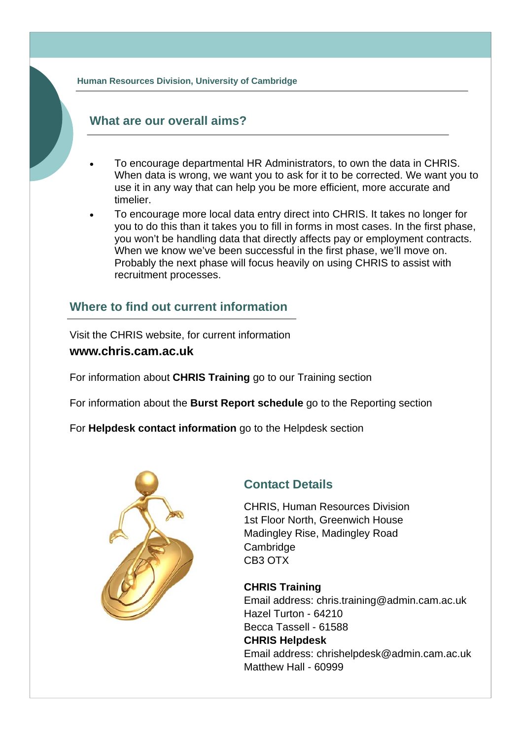Human Resources Division, University of Cambridge

## What are our overall aims?

- To encourage departmental HR Administrators, to own the data in CHRIS. When data is wrong, we want you to ask for it to be corrected. We want you to use it in any way that can help you be more efficient, more accurate and timelier.
- To encourage more local data entry direct into CHRIS. It takes no longer for you to do this than it takes you to fill in forms in most cases. In the first phase, you won't be handling data that directly affects pay or employment contracts. When we know we've been successful in the first phase, we'll move on. Probably the next phase will focus heavily on using CHRIS to assist with recruitment processes.

## Where to find out current information

Visit the CHRIS website, for current information

**www.chris.cam.ac.uk**

For information about **CHRIS Training** go to our Training section

For information about the **Burst Report schedule** go to the Reporting section

For **Helpdesk contact information** go to the Helpdesk section

## Contact Details

CHRIS, Human Resources Division
1st Floor North, Greenwich House
Madingley Rise, Madingley Road
Cambridge
CB3 OTX

**CHRIS Training**
Email address: chris.training@admin.cam.ac.uk
Hazel Turton - 64210
Becca Tassell - 61588
**CHRIS Helpdesk**
Email address: chrishelpdesk@admin.cam.ac.uk
Matthew Hall - 60999